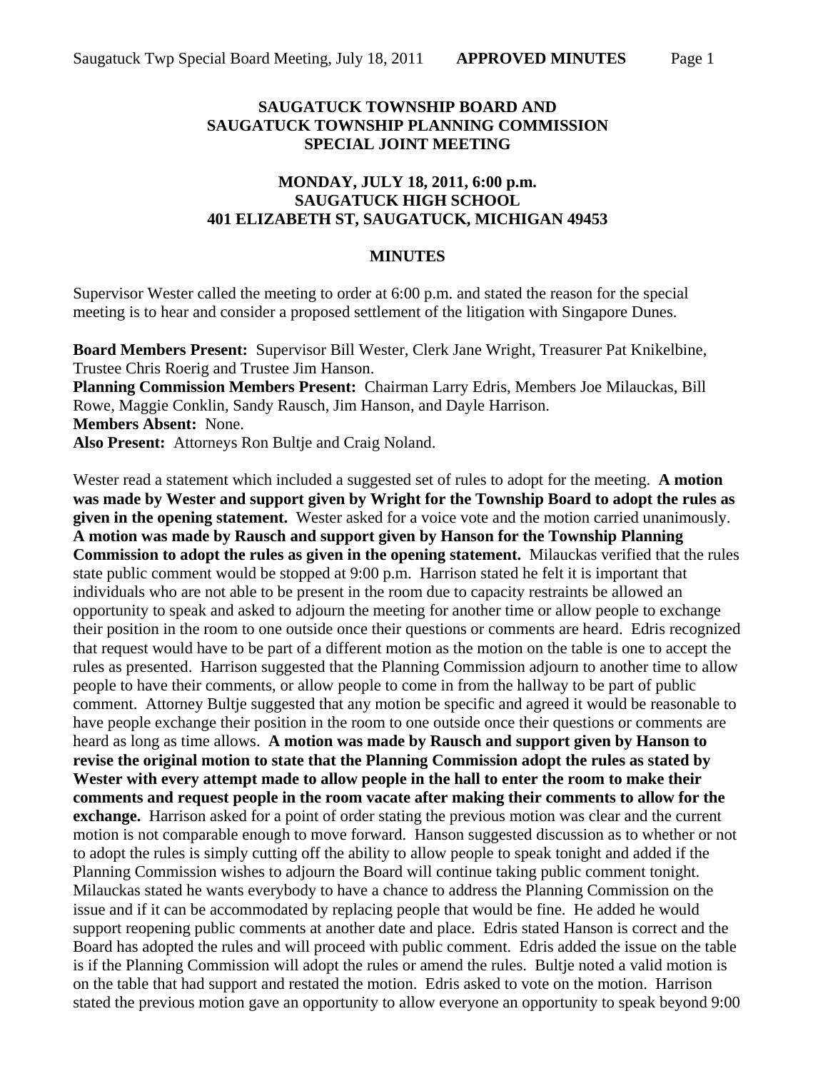**SAUGATUCK TOWNSHIP BOARD AND**
**SAUGATUCK TOWNSHIP PLANNING COMMISSION**
**SPECIAL JOINT MEETING**

**MONDAY, JULY 18, 2011, 6:00 p.m.**
**SAUGATUCK HIGH SCHOOL**
**401 ELIZABETH ST, SAUGATUCK, MICHIGAN 49453**

**MINUTES**

Supervisor Wester called the meeting to order at 6:00 p.m. and stated the reason for the special meeting is to hear and consider a proposed settlement of the litigation with Singapore Dunes.

**Board Members Present:** Supervisor Bill Wester, Clerk Jane Wright, Treasurer Pat Knikelbine, Trustee Chris Roerig and Trustee Jim Hanson.
**Planning Commission Members Present:** Chairman Larry Edris, Members Joe Milauckas, Bill Rowe, Maggie Conklin, Sandy Rausch, Jim Hanson, and Dayle Harrison.
**Members Absent:** None.
**Also Present:** Attorneys Ron Bultje and Craig Noland.

Wester read a statement which included a suggested set of rules to adopt for the meeting. **A motion was made by Wester and support given by Wright for the Township Board to adopt the rules as given in the opening statement.** Wester asked for a voice vote and the motion carried unanimously. **A motion was made by Rausch and support given by Hanson for the Township Planning Commission to adopt the rules as given in the opening statement.** Milauckas verified that the rules state public comment would be stopped at 9:00 p.m. Harrison stated he felt it is important that individuals who are not able to be present in the room due to capacity restraints be allowed an opportunity to speak and asked to adjourn the meeting for another time or allow people to exchange their position in the room to one outside once their questions or comments are heard. Edris recognized that request would have to be part of a different motion as the motion on the table is one to accept the rules as presented. Harrison suggested that the Planning Commission adjourn to another time to allow people to have their comments, or allow people to come in from the hallway to be part of public comment. Attorney Bultje suggested that any motion be specific and agreed it would be reasonable to have people exchange their position in the room to one outside once their questions or comments are heard as long as time allows. **A motion was made by Rausch and support given by Hanson to revise the original motion to state that the Planning Commission adopt the rules as stated by Wester with every attempt made to allow people in the hall to enter the room to make their comments and request people in the room vacate after making their comments to allow for the exchange.** Harrison asked for a point of order stating the previous motion was clear and the current motion is not comparable enough to move forward. Hanson suggested discussion as to whether or not to adopt the rules is simply cutting off the ability to allow people to speak tonight and added if the Planning Commission wishes to adjourn the Board will continue taking public comment tonight. Milauckas stated he wants everybody to have a chance to address the Planning Commission on the issue and if it can be accommodated by replacing people that would be fine. He added he would support reopening public comments at another date and place. Edris stated Hanson is correct and the Board has adopted the rules and will proceed with public comment. Edris added the issue on the table is if the Planning Commission will adopt the rules or amend the rules. Bultje noted a valid motion is on the table that had support and restated the motion. Edris asked to vote on the motion. Harrison stated the previous motion gave an opportunity to allow everyone an opportunity to speak beyond 9:00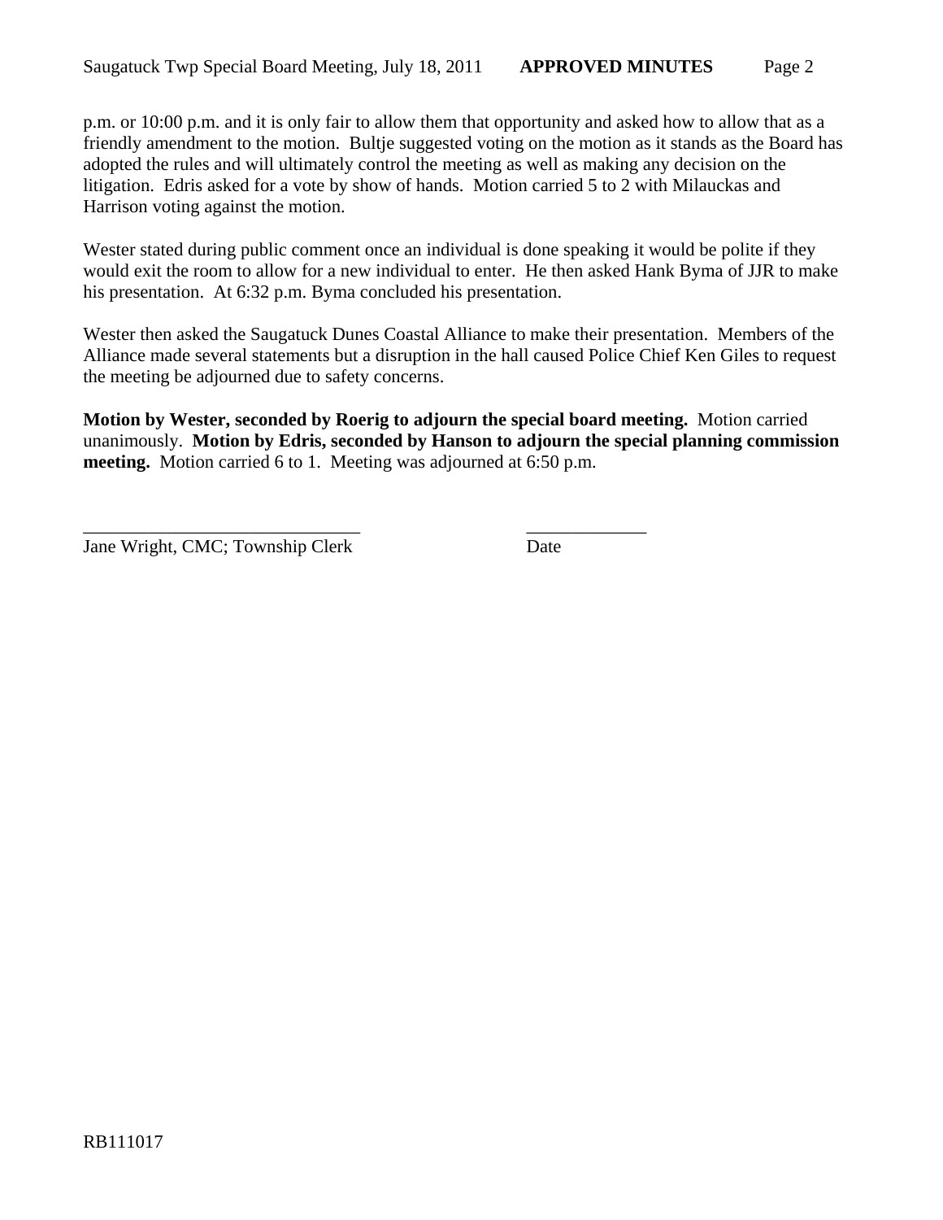p.m. or 10:00 p.m. and it is only fair to allow them that opportunity and asked how to allow that as a friendly amendment to the motion. Bultje suggested voting on the motion as it stands as the Board has adopted the rules and will ultimately control the meeting as well as making any decision on the litigation. Edris asked for a vote by show of hands. Motion carried 5 to 2 with Milauckas and Harrison voting against the motion.

Wester stated during public comment once an individual is done speaking it would be polite if they would exit the room to allow for a new individual to enter. He then asked Hank Byma of JJR to make his presentation. At 6:32 p.m. Byma concluded his presentation.

Wester then asked the Saugatuck Dunes Coastal Alliance to make their presentation. Members of the Alliance made several statements but a disruption in the hall caused Police Chief Ken Giles to request the meeting be adjourned due to safety concerns.

**Motion by Wester, seconded by Roerig to adjourn the special board meeting.** Motion carried unanimously. **Motion by Edris, seconded by Hanson to adjourn the special planning commission meeting.** Motion carried 6 to 1. Meeting was adjourned at 6:50 p.m.

______________________________ _____________

Jane Wright, CMC; Township Clerk Date

RB111017